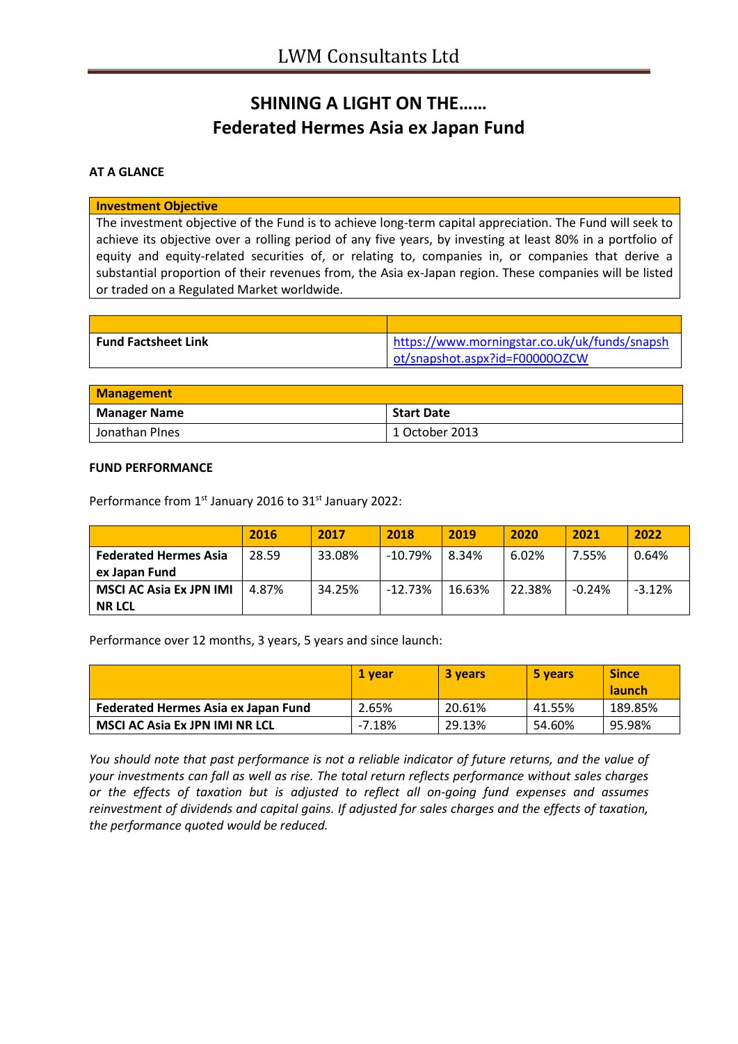# LWM Consultants Ltd

## SHINING A LIGHT ON THE……
## Federated Hermes Asia ex Japan Fund

**AT A GLANCE**

| Investment Objective |
|---|
| The investment objective of the Fund is to achieve long-term capital appreciation. The Fund will seek to achieve its objective over a rolling period of any five years, by investing at least 80% in a portfolio of equity and equity-related securities of, or relating to, companies in, or companies that derive a substantial proportion of their revenues from, the Asia ex-Japan region. These companies will be listed or traded on a Regulated Market worldwide. |

| | |
|---|---|
| **Fund Factsheet Link** | https://www.morningstar.co.uk/uk/funds/snapshot/snapshot.aspx?id=F00000OZCW |

| Management | |
|---|---|
| **Manager Name** | **Start Date** |
| Jonathan PInes | 1 October 2013 |

**FUND PERFORMANCE**

Performance from 1st January 2016 to 31st January 2022:

| | 2016 | 2017 | 2018 | 2019 | 2020 | 2021 | 2022 |
|---|---|---|---|---|---|---|---|
| **Federated Hermes Asia ex Japan Fund** | 28.59 | 33.08% | -10.79% | 8.34% | 6.02% | 7.55% | 0.64% |
| **MSCI AC Asia Ex JPN IMI NR LCL** | 4.87% | 34.25% | -12.73% | 16.63% | 22.38% | -0.24% | -3.12% |

Performance over 12 months, 3 years, 5 years and since launch:

| | 1 year | 3 years | 5 years | Since launch |
|---|---|---|---|---|
| **Federated Hermes Asia ex Japan Fund** | 2.65% | 20.61% | 41.55% | 189.85% |
| **MSCI AC Asia Ex JPN IMI NR LCL** | -7.18% | 29.13% | 54.60% | 95.98% |

*You should note that past performance is not a reliable indicator of future returns, and the value of your investments can fall as well as rise. The total return reflects performance without sales charges or the effects of taxation but is adjusted to reflect all on-going fund expenses and assumes reinvestment of dividends and capital gains. If adjusted for sales charges and the effects of taxation, the performance quoted would be reduced.*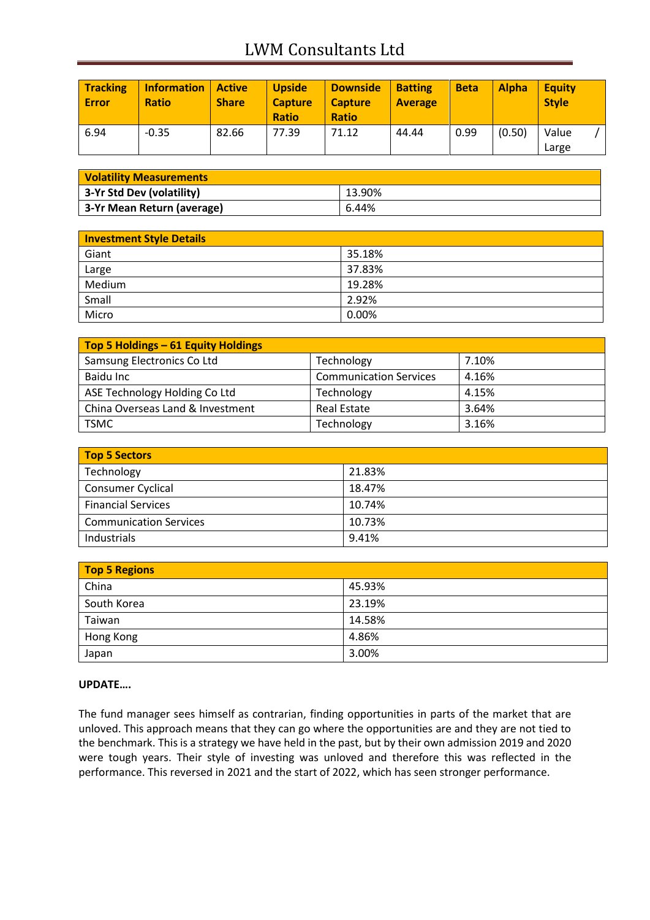| Tracking Error | Information Ratio | Active Share | Upside Capture Ratio | Downside Capture Ratio | Batting Average | Beta | Alpha | Equity Style |
|---|---|---|---|---|---|---|---|---|
| 6.94 | -0.35 | 82.66 | 77.39 | 71.12 | 44.44 | 0.99 | (0.50) | Value / Large |

| Volatility Measurements | |
|---|---|
| **3-Yr Std Dev (volatility)** | 13.90% |
| **3-Yr Mean Return (average)** | 6.44% |

| Investment Style Details | |
|---|---|
| Giant | 35.18% |
| Large | 37.83% |
| Medium | 19.28% |
| Small | 2.92% |
| Micro | 0.00% |

| Top 5 Holdings – 61 Equity Holdings | | |
|---|---|---|
| Samsung Electronics Co Ltd | Technology | 7.10% |
| Baidu Inc | Communication Services | 4.16% |
| ASE Technology Holding Co Ltd | Technology | 4.15% |
| China Overseas Land & Investment | Real Estate | 3.64% |
| TSMC | Technology | 3.16% |

| Top 5 Sectors | |
|---|---|
| Technology | 21.83% |
| Consumer Cyclical | 18.47% |
| Financial Services | 10.74% |
| Communication Services | 10.73% |
| Industrials | 9.41% |

| Top 5 Regions | |
|---|---|
| China | 45.93% |
| South Korea | 23.19% |
| Taiwan | 14.58% |
| Hong Kong | 4.86% |
| Japan | 3.00% |

**UPDATE….**

The fund manager sees himself as contrarian, finding opportunities in parts of the market that are unloved. This approach means that they can go where the opportunities are and they are not tied to the benchmark. This is a strategy we have held in the past, but by their own admission 2019 and 2020 were tough years. Their style of investing was unloved and therefore this was reflected in the performance. This reversed in 2021 and the start of 2022, which has seen stronger performance.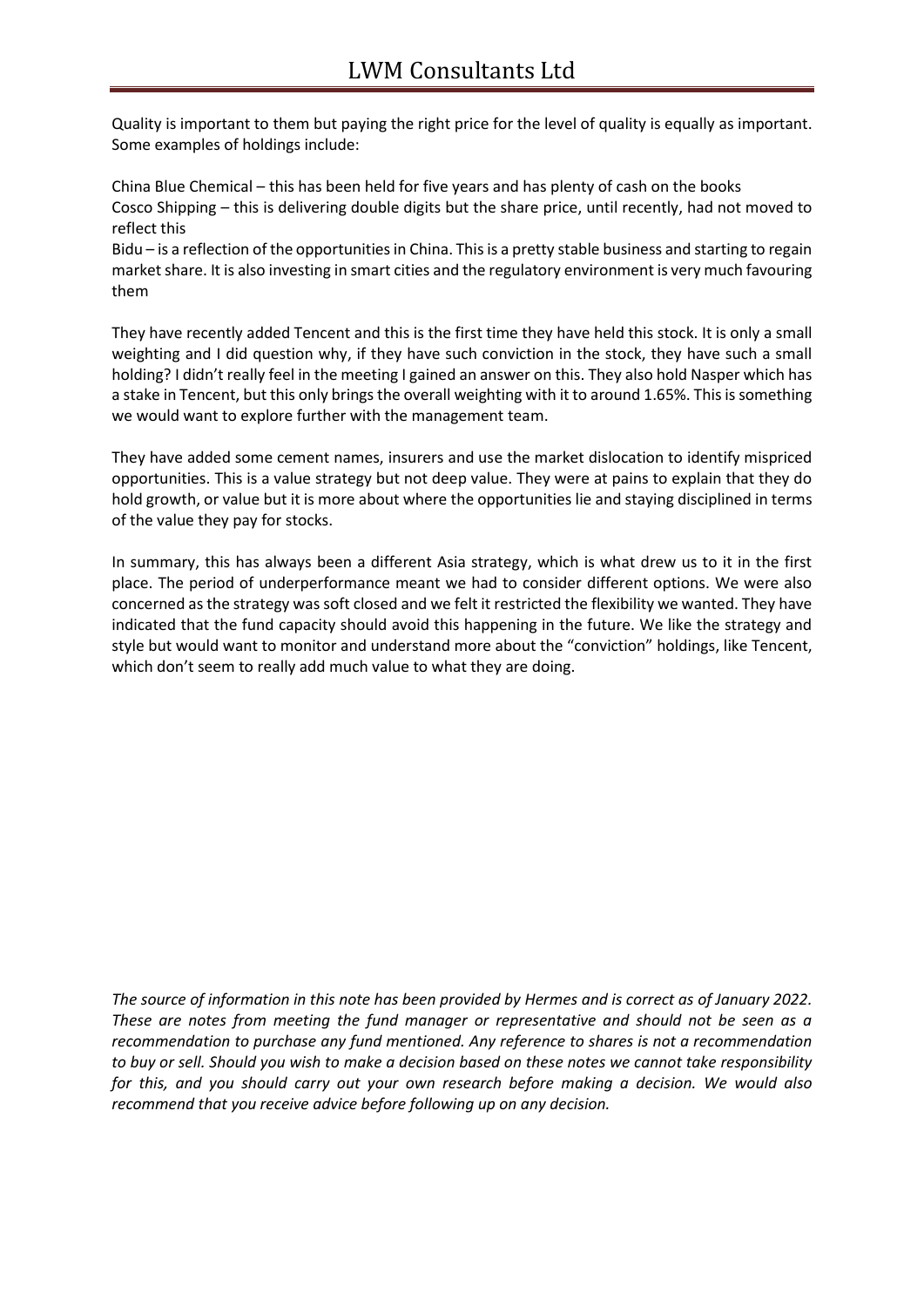Quality is important to them but paying the right price for the level of quality is equally as important. Some examples of holdings include:

China Blue Chemical – this has been held for five years and has plenty of cash on the books
Cosco Shipping – this is delivering double digits but the share price, until recently, had not moved to reflect this
Bidu – is a reflection of the opportunities in China. This is a pretty stable business and starting to regain market share. It is also investing in smart cities and the regulatory environment is very much favouring them

They have recently added Tencent and this is the first time they have held this stock. It is only a small weighting and I did question why, if they have such conviction in the stock, they have such a small holding? I didn't really feel in the meeting I gained an answer on this. They also hold Nasper which has a stake in Tencent, but this only brings the overall weighting with it to around 1.65%. This is something we would want to explore further with the management team.

They have added some cement names, insurers and use the market dislocation to identify mispriced opportunities. This is a value strategy but not deep value. They were at pains to explain that they do hold growth, or value but it is more about where the opportunities lie and staying disciplined in terms of the value they pay for stocks.

In summary, this has always been a different Asia strategy, which is what drew us to it in the first place. The period of underperformance meant we had to consider different options. We were also concerned as the strategy was soft closed and we felt it restricted the flexibility we wanted. They have indicated that the fund capacity should avoid this happening in the future. We like the strategy and style but would want to monitor and understand more about the "conviction" holdings, like Tencent, which don't seem to really add much value to what they are doing.

*The source of information in this note has been provided by Hermes and is correct as of January 2022. These are notes from meeting the fund manager or representative and should not be seen as a recommendation to purchase any fund mentioned. Any reference to shares is not a recommendation to buy or sell. Should you wish to make a decision based on these notes we cannot take responsibility for this, and you should carry out your own research before making a decision. We would also recommend that you receive advice before following up on any decision.*